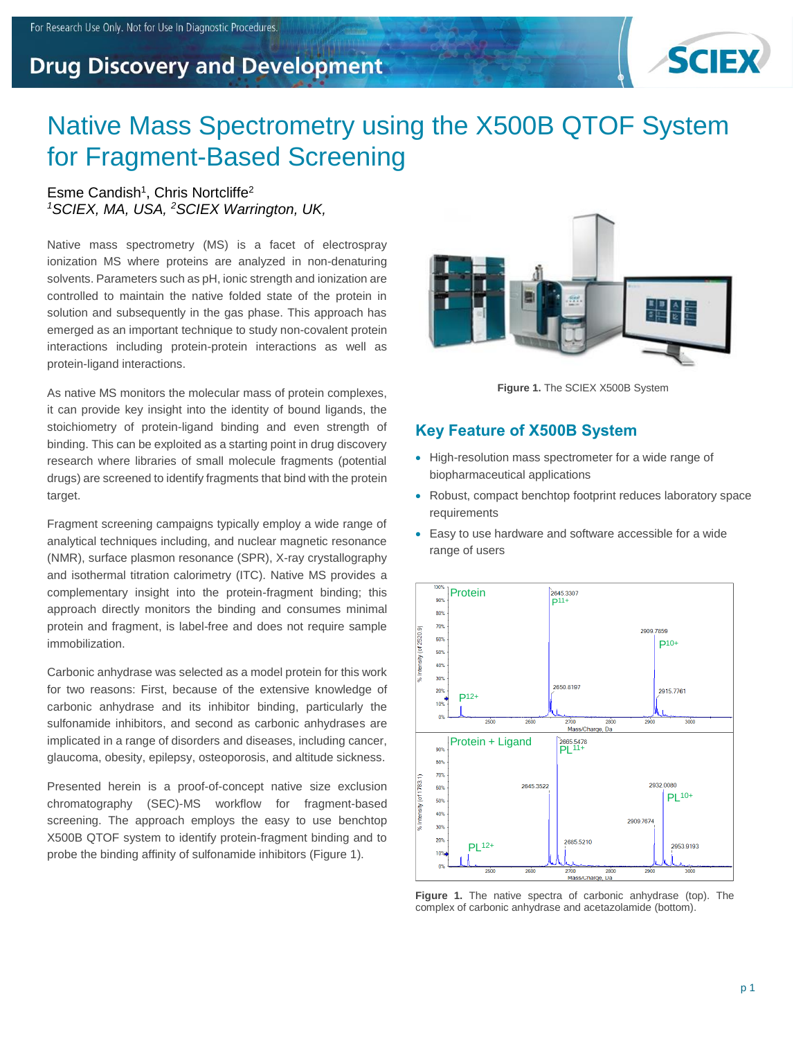# Native Mass Spectrometry using the X500B QTOF System for Fragment-Based Screening

Esme Candish[1], Chris Nortcliffe[2]
*[1]SCIEX, MA, USA, [2]SCIEX Warrington, UK,*

Native mass spectrometry (MS) is a facet of electrospray ionization MS where proteins are analyzed in non-denaturing solvents. Parameters such as pH, ionic strength and ionization are controlled to maintain the native folded state of the protein in solution and subsequently in the gas phase. This approach has emerged as an important technique to study non-covalent protein interactions including protein-protein interactions as well as protein-ligand interactions.

As native MS monitors the molecular mass of protein complexes, it can provide key insight into the identity of bound ligands, the stoichiometry of protein-ligand binding and even strength of binding. This can be exploited as a starting point in drug discovery research where libraries of small molecule fragments (potential drugs) are screened to identify fragments that bind with the protein target.

Fragment screening campaigns typically employ a wide range of analytical techniques including, and nuclear magnetic resonance (NMR), surface plasmon resonance (SPR), X-ray crystallography and isothermal titration calorimetry (ITC). Native MS provides a complementary insight into the protein-fragment binding; this approach directly monitors the binding and consumes minimal protein and fragment, is label-free and does not require sample immobilization.

Carbonic anhydrase was selected as a model protein for this work for two reasons: First, because of the extensive knowledge of carbonic anhydrase and its inhibitor binding, particularly the sulfonamide inhibitors, and second as carbonic anhydrases are implicated in a range of disorders and diseases, including cancer, glaucoma, obesity, epilepsy, osteoporosis, and altitude sickness.

Presented herein is a proof-of-concept native size exclusion chromatography (SEC)-MS workflow for fragment-based screening. The approach employs the easy to use benchtop X500B QTOF system to identify protein-fragment binding and to probe the binding affinity of sulfonamide inhibitors (Figure 1).

**Figure 1.** The SCIEX X500B System

## Key Feature of X500B System

- High-resolution mass spectrometer for a wide range of biopharmaceutical applications
- Robust, compact benchtop footprint reduces laboratory space requirements
- Easy to use hardware and software accessible for a wide range of users

**Figure 1.** The native spectra of carbonic anhydrase (top). The complex of carbonic anhydrase and acetazolamide (bottom).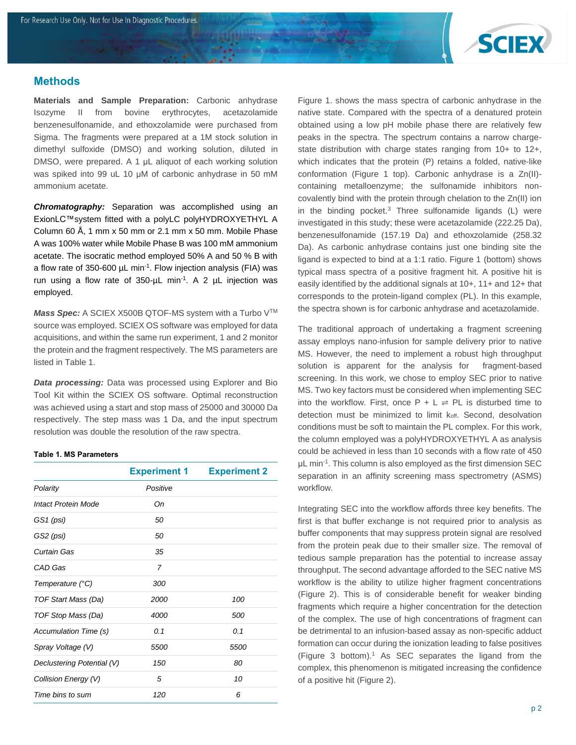## Methods

**Materials and Sample Preparation:** Carbonic anhydrase Isozyme II from bovine erythrocytes, acetazolamide benzenesulfonamide, and ethoxzolamide were purchased from Sigma. The fragments were prepared at a 1M stock solution in dimethyl sulfoxide (DMSO) and working solution, diluted in DMSO, were prepared. A 1 µL aliquot of each working solution was spiked into 99 uL 10 µM of carbonic anhydrase in 50 mM ammonium acetate.

***Chromatography:*** Separation was accomplished using an ExionLC™system fitted with a polyLC polyHYDROXYETHYL A Column 60 Å, 1 mm x 50 mm or 2.1 mm x 50 mm. Mobile Phase A was 100% water while Mobile Phase B was 100 mM ammonium acetate. The isocratic method employed 50% A and 50 % B with a flow rate of 350-600 µL $min^{-1}$. Flow injection analysis (FIA) was run using a flow rate of 350-µL $min^{-1}$. A 2 µL injection was employed.

***Mass Spec:*** A SCIEX X500B QTOF-MS system with a Turbo V™ source was employed. SCIEX OS software was employed for data acquisitions, and within the same run experiment, 1 and 2 monitor the protein and the fragment respectively. The MS parameters are listed in Table 1.

***Data processing:*** Data was processed using Explorer and Bio Tool Kit within the SCIEX OS software. Optimal reconstruction was achieved using a start and stop mass of 25000 and 30000 Da respectively. The step mass was 1 Da, and the input spectrum resolution was double the resolution of the raw spectra.

**Table 1. MS Parameters**

| | Experiment 1 | Experiment 2 |
|---|---|---|
| *Polarity* | *Positive* | |
| *Intact Protein Mode* | *On* | |
| *GS1 (psi)* | *50* | |
| *GS2 (psi)* | *50* | |
| *Curtain Gas* | *35* | |
| *CAD Gas* | *7* | |
| *Temperature (°C)* | *300* | |
| *TOF Start Mass (Da)* | *2000* | *100* |
| *TOF Stop Mass (Da)* | *4000* | *500* |
| *Accumulation Time (s)* | *0.1* | *0.1* |
| *Spray Voltage (V)* | *5500* | *5500* |
| *Declustering Potential (V)* | *150* | *80* |
| *Collision Energy (V)* | *5* | *10* |
| *Time bins to sum* | *120* | *6* |

Figure 1. shows the mass spectra of carbonic anhydrase in the native state. Compared with the spectra of a denatured protein obtained using a low pH mobile phase there are relatively few peaks in the spectra. The spectrum contains a narrow charge-state distribution with charge states ranging from 10+ to 12+, which indicates that the protein (P) retains a folded, native-like conformation (Figure 1 top). Carbonic anhydrase is a Zn(II)-containing metalloenzyme; the sulfonamide inhibitors non-covalently bind with the protein through chelation to the Zn(II) ion in the binding pocket.[3] Three sulfonamide ligands (L) were investigated in this study; these were acetazolamide (222.25 Da), benzenesulfonamide (157.19 Da) and ethoxzolamide (258.32 Da). As carbonic anhydrase contains just one binding site the ligand is expected to bind at a 1:1 ratio. Figure 1 (bottom) shows typical mass spectra of a positive fragment hit. A positive hit is easily identified by the additional signals at 10+, 11+ and 12+ that corresponds to the protein-ligand complex (PL). In this example, the spectra shown is for carbonic anhydrase and acetazolamide.

The traditional approach of undertaking a fragment screening assay employs nano-infusion for sample delivery prior to native MS. However, the need to implement a robust high throughput solution is apparent for the analysis for fragment-based screening. In this work, we chose to employ SEC prior to native MS. Two key factors must be considered when implementing SEC into the workflow. First, once P + L ⇌ PL is disturbed time to detection must be minimized to limit $k_{off}$. Second, desolvation conditions must be soft to maintain the PL complex. For this work, the column employed was a polyHYDROXYETHYL A as analysis could be achieved in less than 10 seconds with a flow rate of 450 µL $min^{-1}$. This column is also employed as the first dimension SEC separation in an affinity screening mass spectrometry (ASMS) workflow.

Integrating SEC into the workflow affords three key benefits. The first is that buffer exchange is not required prior to analysis as buffer components that may suppress protein signal are resolved from the protein peak due to their smaller size. The removal of tedious sample preparation has the potential to increase assay throughput. The second advantage afforded to the SEC native MS workflow is the ability to utilize higher fragment concentrations (Figure 2). This is of considerable benefit for weaker binding fragments which require a higher concentration for the detection of the complex. The use of high concentrations of fragment can be detrimental to an infusion-based assay as non-specific adduct formation can occur during the ionization leading to false positives (Figure 3 bottom).[1] As SEC separates the ligand from the complex, this phenomenon is mitigated increasing the confidence of a positive hit (Figure 2).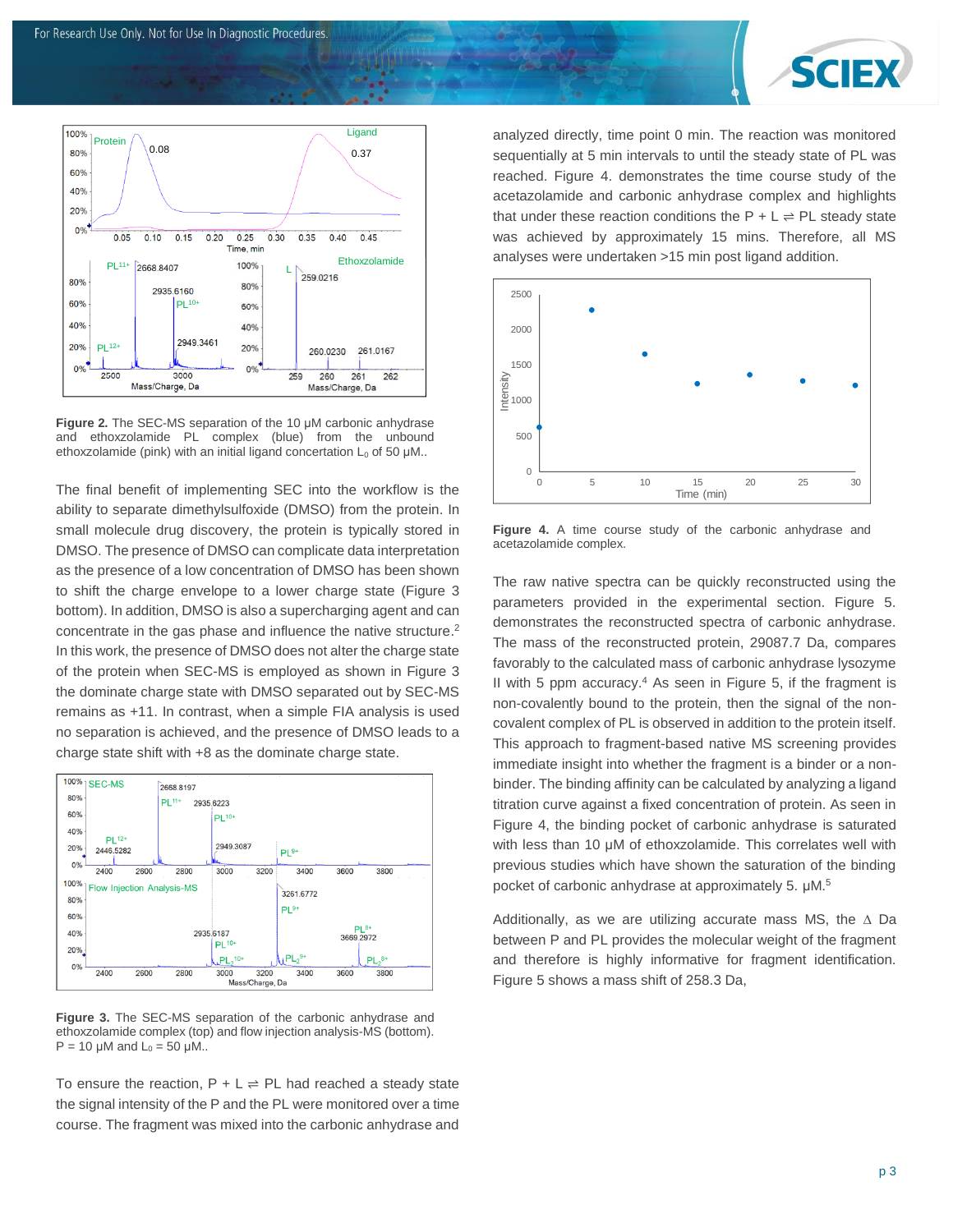**Figure 2.** The SEC-MS separation of the 10 µM carbonic anhydrase and ethoxzolamide PL complex (blue) from the unbound ethoxzolamide (pink) with an initial ligand concentration $L_0$ of 50 µM..

The final benefit of implementing SEC into the workflow is the ability to separate dimethylsulfoxide (DMSO) from the protein. In small molecule drug discovery, the protein is typically stored in DMSO. The presence of DMSO can complicate data interpretation as the presence of a low concentration of DMSO has been shown to shift the charge envelope to a lower charge state (Figure 3 bottom). In addition, DMSO is also a supercharging agent and can concentrate in the gas phase and influence the native structure.[2] In this work, the presence of DMSO does not alter the charge state of the protein when SEC-MS is employed as shown in Figure 3 the dominate charge state with DMSO separated out by SEC-MS remains as +11. In contrast, when a simple FIA analysis is used no separation is achieved, and the presence of DMSO leads to a charge state shift with +8 as the dominate charge state.

**Figure 3.** The SEC-MS separation of the carbonic anhydrase and ethoxzolamide complex (top) and flow injection analysis-MS (bottom). P = 10 µM and $L_0$ = 50 µM..

To ensure the reaction, P + L ⇌ PL had reached a steady state the signal intensity of the P and the PL were monitored over a time course. The fragment was mixed into the carbonic anhydrase and analyzed directly, time point 0 min. The reaction was monitored sequentially at 5 min intervals to until the steady state of PL was reached. Figure 4. demonstrates the time course study of the acetazolamide and carbonic anhydrase complex and highlights that under these reaction conditions the P + L ⇌ PL steady state was achieved by approximately 15 mins. Therefore, all MS analyses were undertaken >15 min post ligand addition.

**Figure 4.** A time course study of the carbonic anhydrase and acetazolamide complex.

The raw native spectra can be quickly reconstructed using the parameters provided in the experimental section. Figure 5. demonstrates the reconstructed spectra of carbonic anhydrase. The mass of the reconstructed protein, 29087.7 Da, compares favorably to the calculated mass of carbonic anhydrase lysozyme II with 5 ppm accuracy.[4] As seen in Figure 5, if the fragment is non-covalently bound to the protein, then the signal of the non-covalent complex of PL is observed in addition to the protein itself. This approach to fragment-based native MS screening provides immediate insight into whether the fragment is a binder or a non-binder. The binding affinity can be calculated by analyzing a ligand titration curve against a fixed concentration of protein. As seen in Figure 4, the binding pocket of carbonic anhydrase is saturated with less than 10 µM of ethoxzolamide. This correlates well with previous studies which have shown the saturation of the binding pocket of carbonic anhydrase at approximately 5. µM.[5]

Additionally, as we are utilizing accurate mass MS, the ∆ Da between P and PL provides the molecular weight of the fragment and therefore is highly informative for fragment identification. Figure 5 shows a mass shift of 258.3 Da,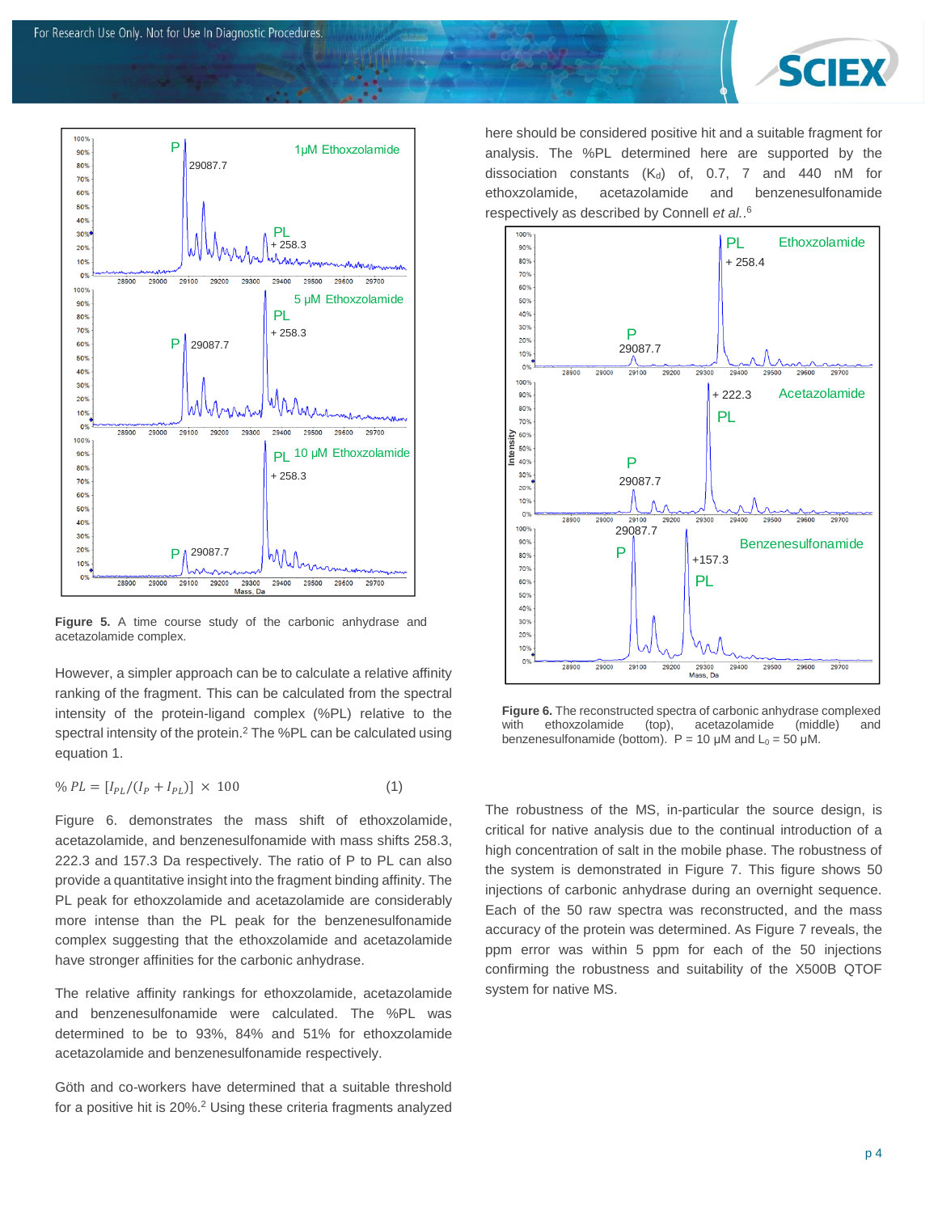**Figure 5.** A time course study of the carbonic anhydrase and acetazolamide complex.

However, a simpler approach can be to calculate a relative affinity ranking of the fragment. This can be calculated from the spectral intensity of the protein-ligand complex (%PL) relative to the spectral intensity of the protein.[2] The %PL can be calculated using equation 1.

$$\% PL = [I_{PL}/(I_P + I_{PL})] \times 100 \qquad (1)$$

Figure 6. demonstrates the mass shift of ethoxzolamide, acetazolamide, and benzenesulfonamide with mass shifts 258.3, 222.3 and 157.3 Da respectively. The ratio of P to PL can also provide a quantitative insight into the fragment binding affinity. The PL peak for ethoxzolamide and acetazolamide are considerably more intense than the PL peak for the benzenesulfonamide complex suggesting that the ethoxzolamide and acetazolamide have stronger affinities for the carbonic anhydrase.

The relative affinity rankings for ethoxzolamide, acetazolamide and benzenesulfonamide were calculated. The %PL was determined to be to 93%, 84% and 51% for ethoxzolamide acetazolamide and benzenesulfonamide respectively.

Göth and co-workers have determined that a suitable threshold for a positive hit is 20%.[2] Using these criteria fragments analyzed here should be considered positive hit and a suitable fragment for analysis. The %PL determined here are supported by the dissociation constants ($K_d$) of, 0.7, 7 and 440 nM for ethoxzolamide, acetazolamide and benzenesulfonamide respectively as described by Connell *et al.*.[6]

**Figure 6.** The reconstructed spectra of carbonic anhydrase complexed with ethoxzolamide (top), acetazolamide (middle) and benzenesulfonamide (bottom). P = 10 μM and $L_0$ = 50 μM.

The robustness of the MS, in-particular the source design, is critical for native analysis due to the continual introduction of a high concentration of salt in the mobile phase. The robustness of the system is demonstrated in Figure 7. This figure shows 50 injections of carbonic anhydrase during an overnight sequence. Each of the 50 raw spectra was reconstructed, and the mass accuracy of the protein was determined. As Figure 7 reveals, the ppm error was within 5 ppm for each of the 50 injections confirming the robustness and suitability of the X500B QTOF system for native MS.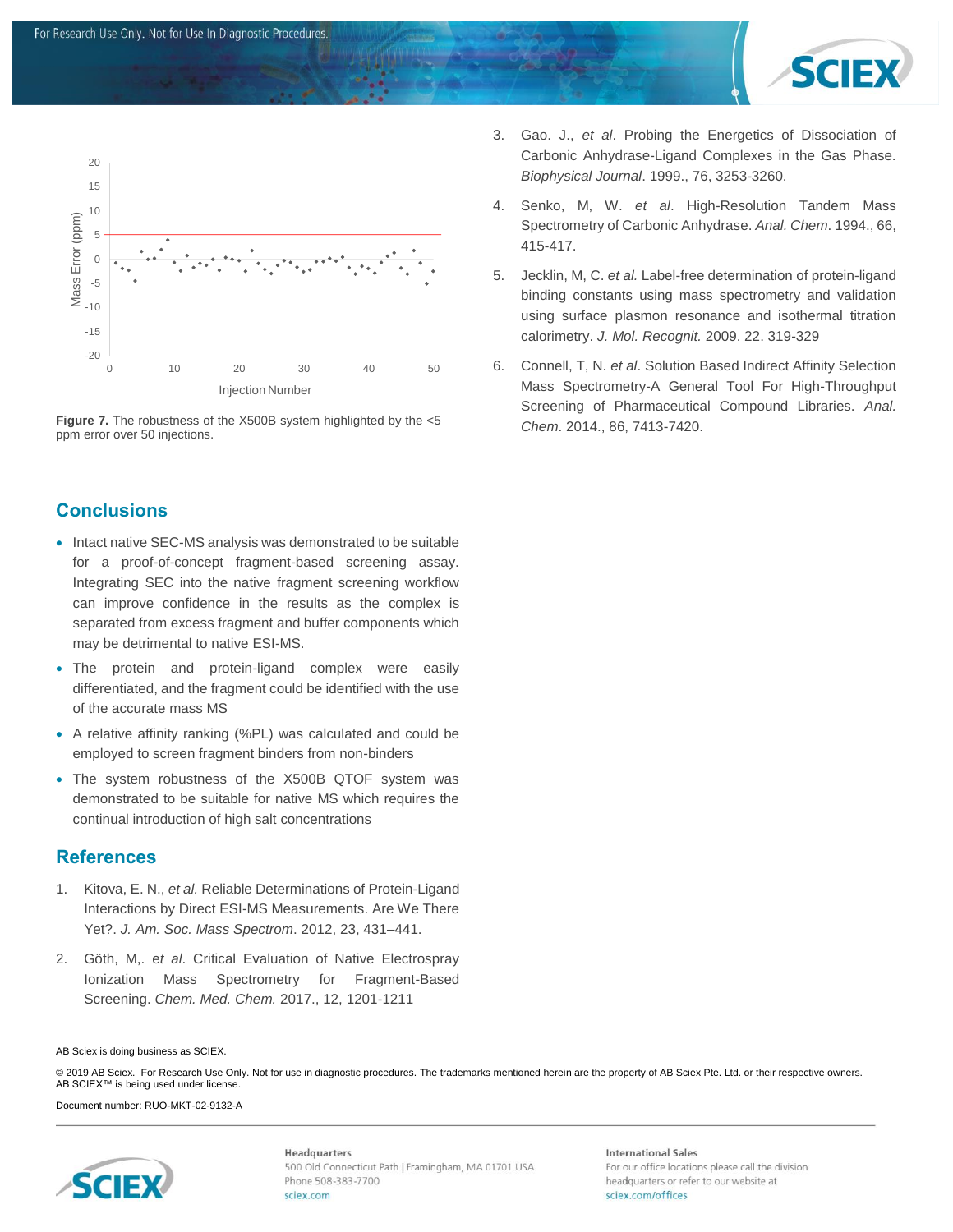20
15
10
5
0
-5
-10
-15
-20
Mass Error (ppm)
0
10
20
30
40
50
Injection Number

**Figure 7.** The robustness of the X500B system highlighted by the <5 ppm error over 50 injections.

## Conclusions

- Intact native SEC-MS analysis was demonstrated to be suitable for a proof-of-concept fragment-based screening assay. Integrating SEC into the native fragment screening workflow can improve confidence in the results as the complex is separated from excess fragment and buffer components which may be detrimental to native ESI-MS.
- The protein and protein-ligand complex were easily differentiated, and the fragment could be identified with the use of the accurate mass MS
- A relative affinity ranking (%PL) was calculated and could be employed to screen fragment binders from non-binders
- The system robustness of the X500B QTOF system was demonstrated to be suitable for native MS which requires the continual introduction of high salt concentrations

## References

1. Kitova, E. N., *et al.* Reliable Determinations of Protein-Ligand Interactions by Direct ESI-MS Measurements. Are We There Yet?. *J. Am. Soc. Mass Spectrom*. 2012, 23, 431–441.
2. Göth, M,. e*t al*. Critical Evaluation of Native Electrospray Ionization Mass Spectrometry for Fragment-Based Screening. *Chem. Med. Chem.* 2017., 12, 1201-1211
3. Gao. J., *et al*. Probing the Energetics of Dissociation of Carbonic Anhydrase-Ligand Complexes in the Gas Phase. *Biophysical Journal*. 1999., 76, 3253-3260.
4. Senko, M, W. *et al*. High-Resolution Tandem Mass Spectrometry of Carbonic Anhydrase. *Anal. Chem*. 1994., 66, 415-417.
5. Jecklin, M, C. *et al.* Label-free determination of protein-ligand binding constants using mass spectrometry and validation using surface plasmon resonance and isothermal titration calorimetry. *J. Mol. Recognit.* 2009. 22. 319-329
6. Connell, T, N. *et al*. Solution Based Indirect Affinity Selection Mass Spectrometry-A General Tool For High-Throughput Screening of Pharmaceutical Compound Libraries. *Anal. Chem*. 2014., 86, 7413-7420.

AB Sciex is doing business as SCIEX.

© 2019 AB Sciex. For Research Use Only. Not for use in diagnostic procedures. The trademarks mentioned herein are the property of AB Sciex Pte. Ltd. or their respective owners. AB SCIEX™ is being used under license.

Document number: RUO-MKT-02-9132-A

**Headquarters**
500 Old Connecticut Path | Framingham, MA 01701 USA
Phone 508-383-7700
sciex.com

**International Sales**
For our office locations please call the division headquarters or refer to our website at
sciex.com/offices